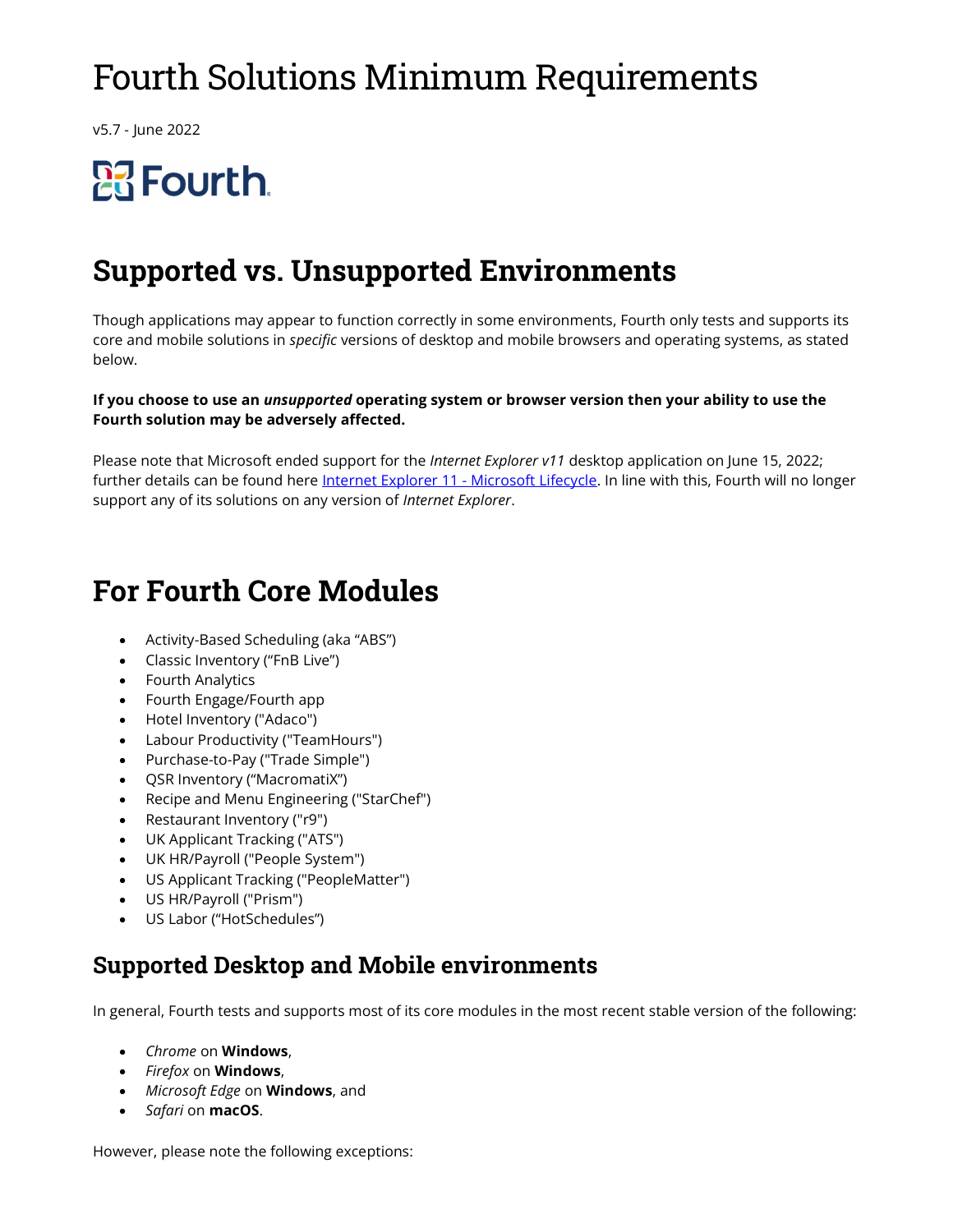# Fourth Solutions Minimum Requirements

v5.7 - June 2022

# Supported vs. Unsupported Environments

Though applications may appear to function correctly in some environments, Fourth only tests and supports its core and mobile solutions in *specific* versions of desktop and mobile browsers and operating systems, as stated below.

**If you choose to use an *unsupported* operating system or browser version then your ability to use the Fourth solution may be adversely affected.**

Please note that Microsoft ended support for the *Internet Explorer v11* desktop application on June 15, 2022; further details can be found here [Internet Explorer 11 - Microsoft Lifecycle](). In line with this, Fourth will no longer support any of its solutions on any version of *Internet Explorer*.

# For Fourth Core Modules

- Activity-Based Scheduling (aka "ABS")
- Classic Inventory ("FnB Live")
- Fourth Analytics
- Fourth Engage/Fourth app
- Hotel Inventory ("Adaco")
- Labour Productivity ("TeamHours")
- Purchase-to-Pay ("Trade Simple")
- QSR Inventory ("MacromatiX")
- Recipe and Menu Engineering ("StarChef")
- Restaurant Inventory ("r9")
- UK Applicant Tracking ("ATS")
- UK HR/Payroll ("People System")
- US Applicant Tracking ("PeopleMatter")
- US HR/Payroll ("Prism")
- US Labor ("HotSchedules")

## Supported Desktop and Mobile environments

In general, Fourth tests and supports most of its core modules in the most recent stable version of the following:

- *Chrome* on **Windows**,
- *Firefox* on **Windows**,
- *Microsoft Edge* on **Windows**, and
- *Safari* on **macOS**.

However, please note the following exceptions: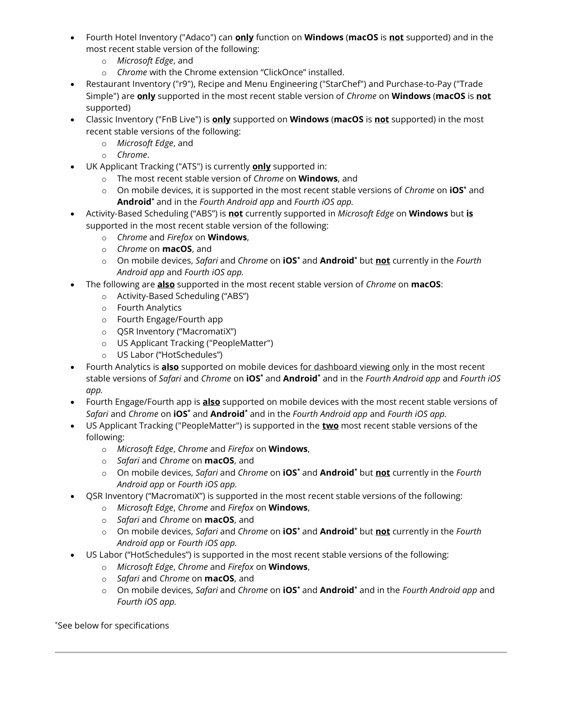- Fourth Hotel Inventory ("Adaco") can **only** function on **Windows** (**macOS** is **not** supported) and in the most recent stable version of the following:
  - *Microsoft Edge*, and
  - *Chrome* with the Chrome extension "ClickOnce" installed.
- Restaurant Inventory ("r9"), Recipe and Menu Engineering ("StarChef") and Purchase-to-Pay ("Trade Simple") are **only** supported in the most recent stable version of *Chrome* on **Windows** (**macOS** is **not** supported)
- Classic Inventory ("FnB Live") is **only** supported on **Windows** (**macOS** is **not** supported) in the most recent stable versions of the following:
  - *Microsoft Edge*, and
  - *Chrome*.
- UK Applicant Tracking ("ATS") is currently **only** supported in:
  - The most recent stable version of *Chrome* on **Windows**, and
  - On mobile devices, it is supported in the most recent stable versions of *Chrome* on **iOS*** and **Android*** and in the *Fourth Android app* and *Fourth iOS app.*
- Activity-Based Scheduling ("ABS") is **not** currently supported in *Microsoft Edge* on **Windows** but **is** supported in the most recent stable version of the following:
  - *Chrome* and *Firefox* on **Windows**,
  - *Chrome* on **macOS**, and
  - On mobile devices, *Safari* and *Chrome* on **iOS*** and **Android*** but **not** currently in the *Fourth Android app* and *Fourth iOS app.*
- The following are **also** supported in the most recent stable version of *Chrome* on **macOS**:
  - Activity-Based Scheduling ("ABS")
  - Fourth Analytics
  - Fourth Engage/Fourth app
  - QSR Inventory ("MacromatiX")
  - US Applicant Tracking ("PeopleMatter")
  - US Labor ("HotSchedules")
- Fourth Analytics is **also** supported on mobile devices for dashboard viewing only in the most recent stable versions of *Safari* and *Chrome* on **iOS*** and **Android*** and in the *Fourth Android app* and *Fourth iOS app.*
- Fourth Engage/Fourth app is **also** supported on mobile devices with the most recent stable versions of *Safari* and *Chrome* on **iOS*** and **Android*** and in the *Fourth Android app* and *Fourth iOS app.*
- US Applicant Tracking ("PeopleMatter") is supported in the **two** most recent stable versions of the following:
  - *Microsoft Edge*, *Chrome* and *Firefox* on **Windows**,
  - *Safari* and *Chrome* on **macOS**, and
  - On mobile devices, *Safari* and *Chrome* on **iOS*** and **Android*** but **not** currently in the *Fourth Android app* or *Fourth iOS app.*
- QSR Inventory ("MacromatiX") is supported in the most recent stable versions of the following:
  - *Microsoft Edge*, *Chrome* and *Firefox* on **Windows**,
  - *Safari* and *Chrome* on **macOS**, and
  - On mobile devices, *Safari* and *Chrome* on **iOS*** and **Android*** but **not** currently in the *Fourth Android app* or *Fourth iOS app.*
- US Labor ("HotSchedules") is supported in the most recent stable versions of the following:
  - *Microsoft Edge*, *Chrome* and *Firefox* on **Windows**,
  - *Safari* and *Chrome* on **macOS**, and
  - On mobile devices, *Safari* and *Chrome* on **iOS*** and **Android*** and in the *Fourth Android app* and *Fourth iOS app.*

*See below for specifications

---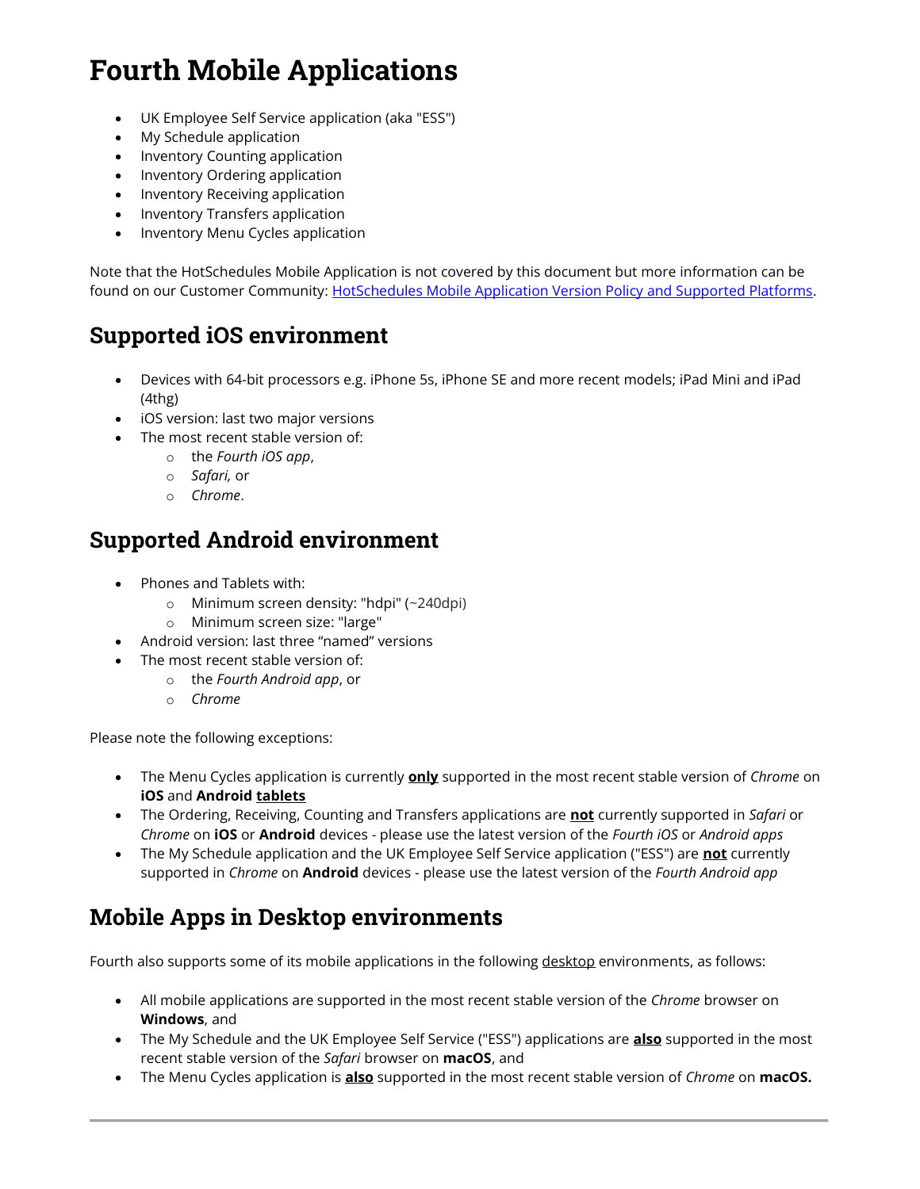# Fourth Mobile Applications

- UK Employee Self Service application (aka "ESS")
- My Schedule application
- Inventory Counting application
- Inventory Ordering application
- Inventory Receiving application
- Inventory Transfers application
- Inventory Menu Cycles application

Note that the HotSchedules Mobile Application is not covered by this document but more information can be found on our Customer Community: [HotSchedules Mobile Application Version Policy and Supported Platforms](#).

## Supported iOS environment

- Devices with 64-bit processors e.g. iPhone 5s, iPhone SE and more recent models; iPad Mini and iPad (4thg)
- iOS version: last two major versions
- The most recent stable version of:
  - the *Fourth iOS app*,
  - *Safari,* or
  - *Chrome*.

## Supported Android environment

- Phones and Tablets with:
  - Minimum screen density: "hdpi" (~240dpi)
  - Minimum screen size: "large"
- Android version: last three "named" versions
- The most recent stable version of:
  - the *Fourth Android app*, or
  - *Chrome*

Please note the following exceptions:

- The Menu Cycles application is currently **only** supported in the most recent stable version of *Chrome* on **iOS** and **Android** tablets
- The Ordering, Receiving, Counting and Transfers applications are **not** currently supported in *Safari* or *Chrome* on **iOS** or **Android** devices - please use the latest version of the *Fourth iOS* or *Android apps*
- The My Schedule application and the UK Employee Self Service application ("ESS") are **not** currently supported in *Chrome* on **Android** devices - please use the latest version of the *Fourth Android app*

## Mobile Apps in Desktop environments

Fourth also supports some of its mobile applications in the following desktop environments, as follows:

- All mobile applications are supported in the most recent stable version of the *Chrome* browser on **Windows**, and
- The My Schedule and the UK Employee Self Service ("ESS") applications are **also** supported in the most recent stable version of the *Safari* browser on **macOS**, and
- The Menu Cycles application is **also** supported in the most recent stable version of *Chrome* on **macOS.**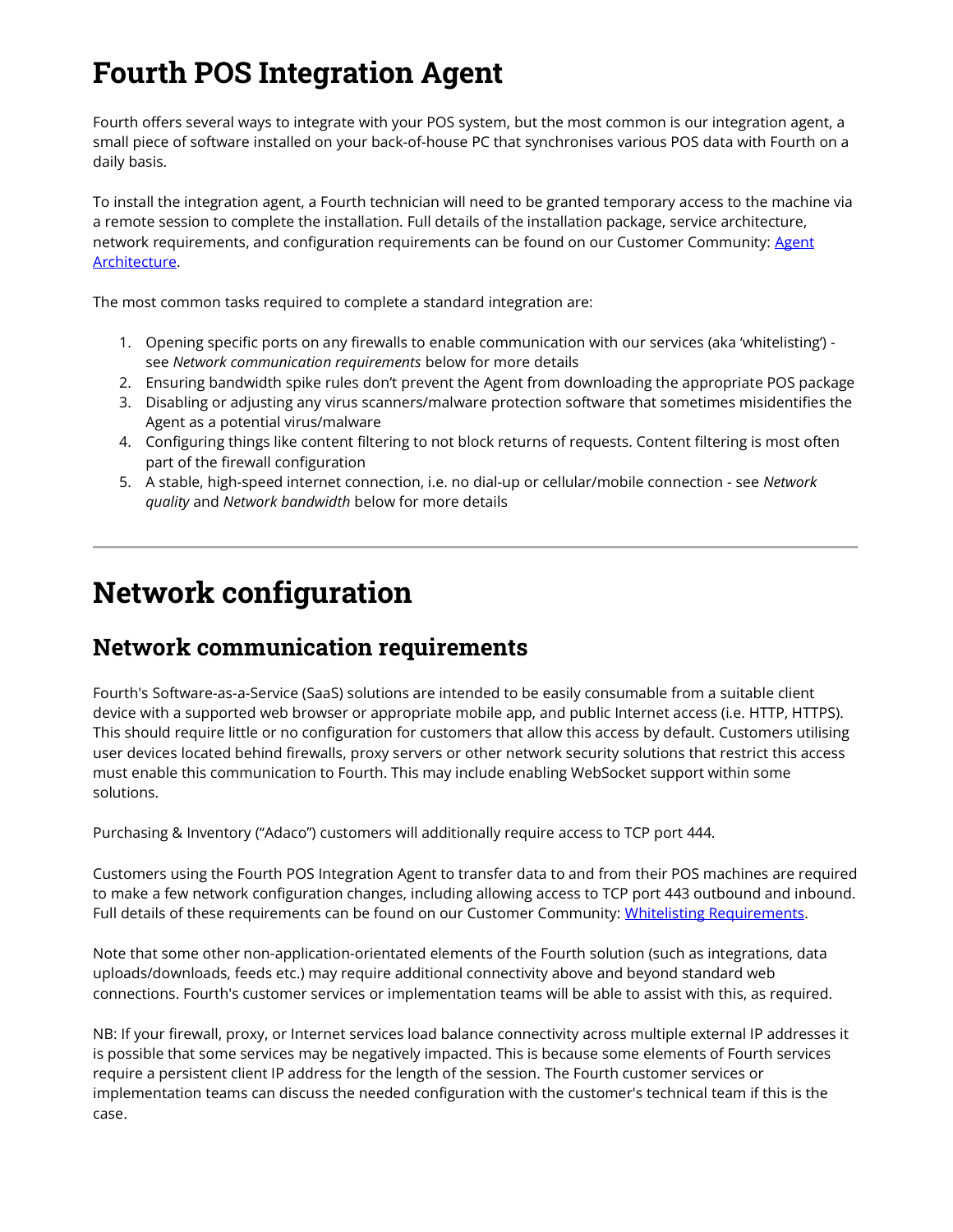# Fourth POS Integration Agent

Fourth offers several ways to integrate with your POS system, but the most common is our integration agent, a small piece of software installed on your back-of-house PC that synchronises various POS data with Fourth on a daily basis.

To install the integration agent, a Fourth technician will need to be granted temporary access to the machine via a remote session to complete the installation. Full details of the installation package, service architecture, network requirements, and configuration requirements can be found on our Customer Community: Agent Architecture.

The most common tasks required to complete a standard integration are:

1. Opening specific ports on any firewalls to enable communication with our services (aka 'whitelisting') - see *Network communication requirements* below for more details
2. Ensuring bandwidth spike rules don't prevent the Agent from downloading the appropriate POS package
3. Disabling or adjusting any virus scanners/malware protection software that sometimes misidentifies the Agent as a potential virus/malware
4. Configuring things like content filtering to not block returns of requests. Content filtering is most often part of the firewall configuration
5. A stable, high-speed internet connection, i.e. no dial-up or cellular/mobile connection - see *Network quality* and *Network bandwidth* below for more details

---

# Network configuration

## Network communication requirements

Fourth's Software-as-a-Service (SaaS) solutions are intended to be easily consumable from a suitable client device with a supported web browser or appropriate mobile app, and public Internet access (i.e. HTTP, HTTPS). This should require little or no configuration for customers that allow this access by default. Customers utilising user devices located behind firewalls, proxy servers or other network security solutions that restrict this access must enable this communication to Fourth. This may include enabling WebSocket support within some solutions.

Purchasing & Inventory ("Adaco") customers will additionally require access to TCP port 444.

Customers using the Fourth POS Integration Agent to transfer data to and from their POS machines are required to make a few network configuration changes, including allowing access to TCP port 443 outbound and inbound. Full details of these requirements can be found on our Customer Community: Whitelisting Requirements.

Note that some other non-application-orientated elements of the Fourth solution (such as integrations, data uploads/downloads, feeds etc.) may require additional connectivity above and beyond standard web connections. Fourth's customer services or implementation teams will be able to assist with this, as required.

NB: If your firewall, proxy, or Internet services load balance connectivity across multiple external IP addresses it is possible that some services may be negatively impacted. This is because some elements of Fourth services require a persistent client IP address for the length of the session. The Fourth customer services or implementation teams can discuss the needed configuration with the customer's technical team if this is the case.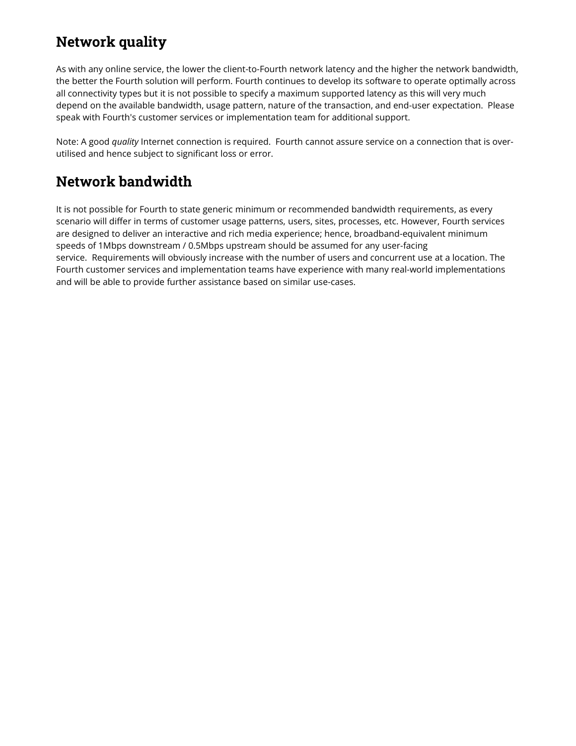## Network quality

As with any online service, the lower the client-to-Fourth network latency and the higher the network bandwidth, the better the Fourth solution will perform. Fourth continues to develop its software to operate optimally across all connectivity types but it is not possible to specify a maximum supported latency as this will very much depend on the available bandwidth, usage pattern, nature of the transaction, and end-user expectation. Please speak with Fourth's customer services or implementation team for additional support.

Note: A good *quality* Internet connection is required. Fourth cannot assure service on a connection that is over-utilised and hence subject to significant loss or error.

## Network bandwidth

It is not possible for Fourth to state generic minimum or recommended bandwidth requirements, as every scenario will differ in terms of customer usage patterns, users, sites, processes, etc. However, Fourth services are designed to deliver an interactive and rich media experience; hence, broadband-equivalent minimum speeds of 1Mbps downstream / 0.5Mbps upstream should be assumed for any user-facing service. Requirements will obviously increase with the number of users and concurrent use at a location. The Fourth customer services and implementation teams have experience with many real-world implementations and will be able to provide further assistance based on similar use-cases.